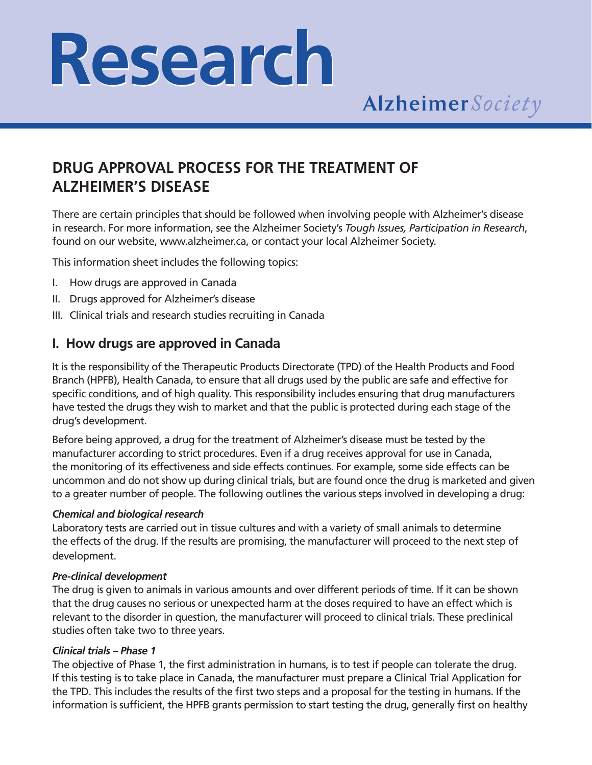# Research

Alzheimer Society

## DRUG APPROVAL PROCESS FOR THE TREATMENT OF ALZHEIMER'S DISEASE

There are certain principles that should be followed when involving people with Alzheimer's disease in research. For more information, see the Alzheimer Society's *Tough Issues, Participation in Research*, found on our website, www.alzheimer.ca, or contact your local Alzheimer Society.

This information sheet includes the following topics:

I. How drugs are approved in Canada
II. Drugs approved for Alzheimer's disease
III. Clinical trials and research studies recruiting in Canada

## I. How drugs are approved in Canada

It is the responsibility of the Therapeutic Products Directorate (TPD) of the Health Products and Food Branch (HPFB), Health Canada, to ensure that all drugs used by the public are safe and effective for specific conditions, and of high quality. This responsibility includes ensuring that drug manufacturers have tested the drugs they wish to market and that the public is protected during each stage of the drug's development.

Before being approved, a drug for the treatment of Alzheimer's disease must be tested by the manufacturer according to strict procedures. Even if a drug receives approval for use in Canada, the monitoring of its effectiveness and side effects continues. For example, some side effects can be uncommon and do not show up during clinical trials, but are found once the drug is marketed and given to a greater number of people. The following outlines the various steps involved in developing a drug:

***Chemical and biological research***
Laboratory tests are carried out in tissue cultures and with a variety of small animals to determine the effects of the drug. If the results are promising, the manufacturer will proceed to the next step of development.

***Pre-clinical development***
The drug is given to animals in various amounts and over different periods of time. If it can be shown that the drug causes no serious or unexpected harm at the doses required to have an effect which is relevant to the disorder in question, the manufacturer will proceed to clinical trials. These preclinical studies often take two to three years.

***Clinical trials – Phase 1***
The objective of Phase 1, the first administration in humans, is to test if people can tolerate the drug. If this testing is to take place in Canada, the manufacturer must prepare a Clinical Trial Application for the TPD. This includes the results of the first two steps and a proposal for the testing in humans. If the information is sufficient, the HPFB grants permission to start testing the drug, generally first on healthy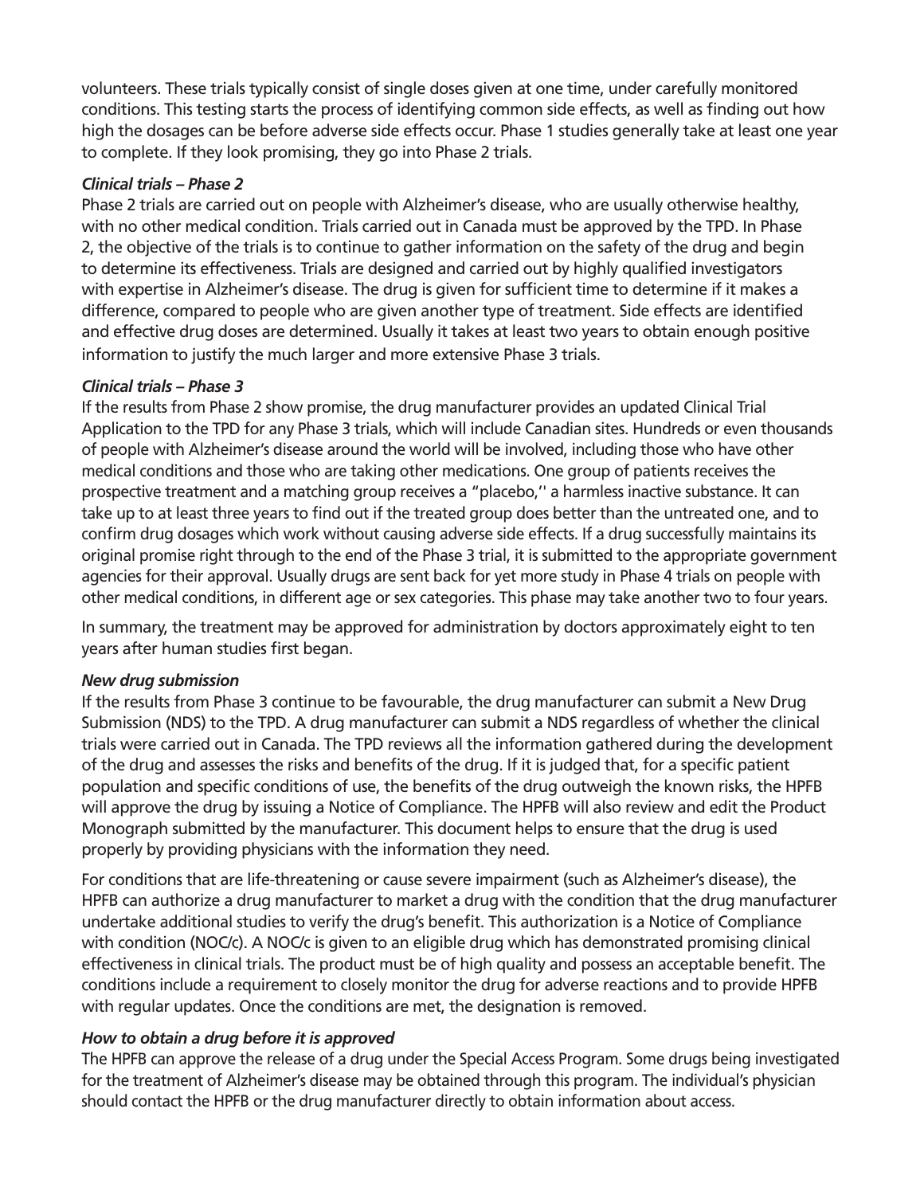volunteers. These trials typically consist of single doses given at one time, under carefully monitored conditions. This testing starts the process of identifying common side effects, as well as finding out how high the dosages can be before adverse side effects occur. Phase 1 studies generally take at least one year to complete. If they look promising, they go into Phase 2 trials.

***Clinical trials – Phase 2***

Phase 2 trials are carried out on people with Alzheimer's disease, who are usually otherwise healthy, with no other medical condition. Trials carried out in Canada must be approved by the TPD. In Phase 2, the objective of the trials is to continue to gather information on the safety of the drug and begin to determine its effectiveness. Trials are designed and carried out by highly qualified investigators with expertise in Alzheimer's disease. The drug is given for sufficient time to determine if it makes a difference, compared to people who are given another type of treatment. Side effects are identified and effective drug doses are determined. Usually it takes at least two years to obtain enough positive information to justify the much larger and more extensive Phase 3 trials.

***Clinical trials – Phase 3***

If the results from Phase 2 show promise, the drug manufacturer provides an updated Clinical Trial Application to the TPD for any Phase 3 trials, which will include Canadian sites. Hundreds or even thousands of people with Alzheimer's disease around the world will be involved, including those who have other medical conditions and those who are taking other medications. One group of patients receives the prospective treatment and a matching group receives a "placebo,'' a harmless inactive substance. It can take up to at least three years to find out if the treated group does better than the untreated one, and to confirm drug dosages which work without causing adverse side effects. If a drug successfully maintains its original promise right through to the end of the Phase 3 trial, it is submitted to the appropriate government agencies for their approval. Usually drugs are sent back for yet more study in Phase 4 trials on people with other medical conditions, in different age or sex categories. This phase may take another two to four years.

In summary, the treatment may be approved for administration by doctors approximately eight to ten years after human studies first began.

***New drug submission***

If the results from Phase 3 continue to be favourable, the drug manufacturer can submit a New Drug Submission (NDS) to the TPD. A drug manufacturer can submit a NDS regardless of whether the clinical trials were carried out in Canada. The TPD reviews all the information gathered during the development of the drug and assesses the risks and benefits of the drug. If it is judged that, for a specific patient population and specific conditions of use, the benefits of the drug outweigh the known risks, the HPFB will approve the drug by issuing a Notice of Compliance. The HPFB will also review and edit the Product Monograph submitted by the manufacturer. This document helps to ensure that the drug is used properly by providing physicians with the information they need.

For conditions that are life-threatening or cause severe impairment (such as Alzheimer's disease), the HPFB can authorize a drug manufacturer to market a drug with the condition that the drug manufacturer undertake additional studies to verify the drug's benefit. This authorization is a Notice of Compliance with condition (NOC/c). A NOC/c is given to an eligible drug which has demonstrated promising clinical effectiveness in clinical trials. The product must be of high quality and possess an acceptable benefit. The conditions include a requirement to closely monitor the drug for adverse reactions and to provide HPFB with regular updates. Once the conditions are met, the designation is removed.

***How to obtain a drug before it is approved***

The HPFB can approve the release of a drug under the Special Access Program. Some drugs being investigated for the treatment of Alzheimer's disease may be obtained through this program. The individual's physician should contact the HPFB or the drug manufacturer directly to obtain information about access.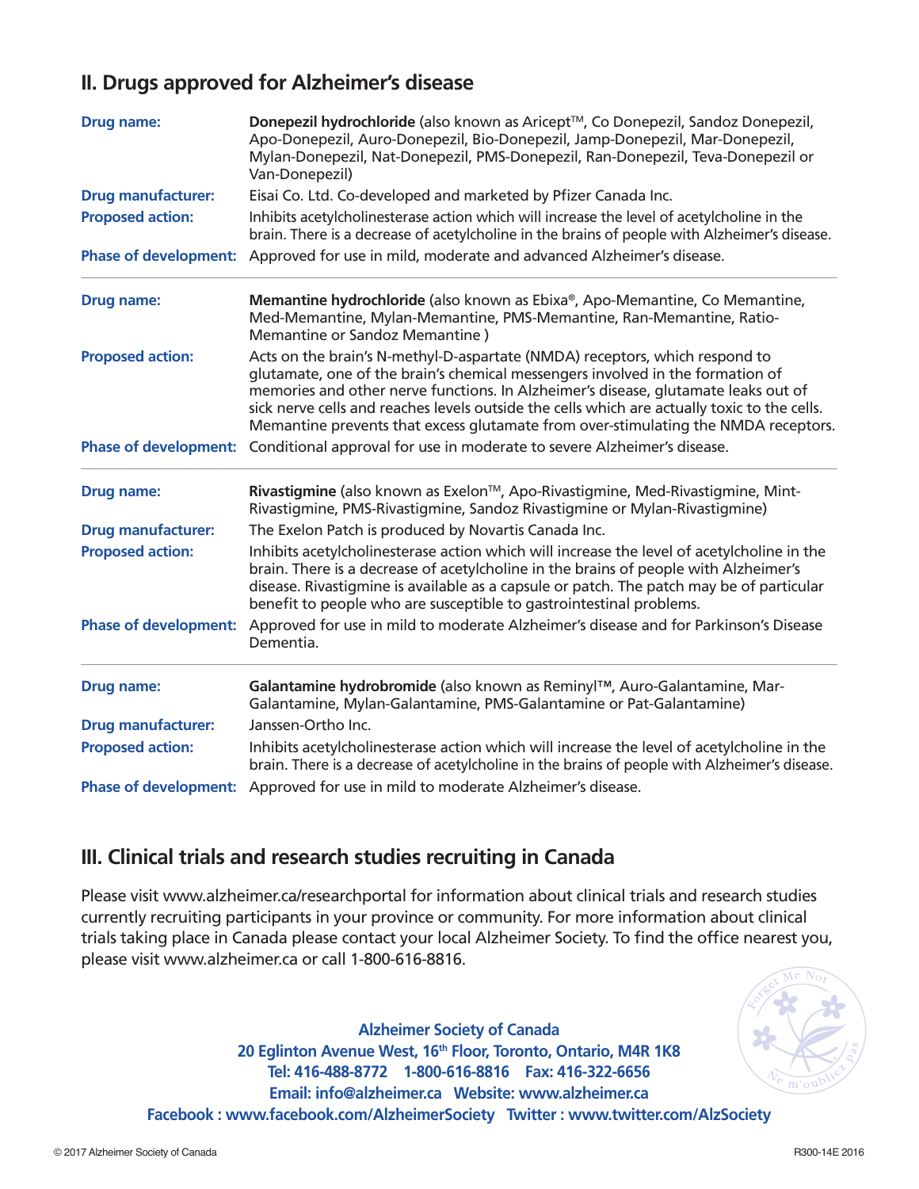## II. Drugs approved for Alzheimer's disease

**Drug name:** **Donepezil hydrochloride** (also known as Aricept™, Co Donepezil, Sandoz Donepezil, Apo-Donepezil, Auro-Donepezil, Bio-Donepezil, Jamp-Donepezil, Mar-Donepezil, Mylan-Donepezil, Nat-Donepezil, PMS-Donepezil, Ran-Donepezil, Teva-Donepezil or Van-Donepezil)

**Drug manufacturer:** Eisai Co. Ltd. Co-developed and marketed by Pfizer Canada Inc.

**Proposed action:** Inhibits acetylcholinesterase action which will increase the level of acetylcholine in the brain. There is a decrease of acetylcholine in the brains of people with Alzheimer's disease.

**Phase of development:** Approved for use in mild, moderate and advanced Alzheimer's disease.

---

**Drug name:** **Memantine hydrochloride** (also known as Ebixa®, Apo-Memantine, Co Memantine, Med-Memantine, Mylan-Memantine, PMS-Memantine, Ran-Memantine, Ratio-Memantine or Sandoz Memantine )

**Proposed action:** Acts on the brain's N-methyl-D-aspartate (NMDA) receptors, which respond to glutamate, one of the brain's chemical messengers involved in the formation of memories and other nerve functions. In Alzheimer's disease, glutamate leaks out of sick nerve cells and reaches levels outside the cells which are actually toxic to the cells. Memantine prevents that excess glutamate from over-stimulating the NMDA receptors.

**Phase of development:** Conditional approval for use in moderate to severe Alzheimer's disease.

---

**Drug name:** **Rivastigmine** (also known as Exelon™, Apo-Rivastigmine, Med-Rivastigmine, Mint-Rivastigmine, PMS-Rivastigmine, Sandoz Rivastigmine or Mylan-Rivastigmine)

**Drug manufacturer:** The Exelon Patch is produced by Novartis Canada Inc.

**Proposed action:** Inhibits acetylcholinesterase action which will increase the level of acetylcholine in the brain. There is a decrease of acetylcholine in the brains of people with Alzheimer's disease. Rivastigmine is available as a capsule or patch. The patch may be of particular benefit to people who are susceptible to gastrointestinal problems.

**Phase of development:** Approved for use in mild to moderate Alzheimer's disease and for Parkinson's Disease Dementia.

---

**Drug name:** **Galantamine hydrobromide** (also known as Reminyl™, Auro-Galantamine, Mar-Galantamine, Mylan-Galantamine, PMS-Galantamine or Pat-Galantamine)

**Drug manufacturer:** Janssen-Ortho Inc.

**Proposed action:** Inhibits acetylcholinesterase action which will increase the level of acetylcholine in the brain. There is a decrease of acetylcholine in the brains of people with Alzheimer's disease.

**Phase of development:** Approved for use in mild to moderate Alzheimer's disease.

## III. Clinical trials and research studies recruiting in Canada

Please visit www.alzheimer.ca/researchportal for information about clinical trials and research studies currently recruiting participants in your province or community. For more information about clinical trials taking place in Canada please contact your local Alzheimer Society. To find the office nearest you, please visit www.alzheimer.ca or call 1-800-616-8816.

**Alzheimer Society of Canada**
**20 Eglinton Avenue West, 16th Floor, Toronto, Ontario, M4R 1K8**
**Tel: 416-488-8772 1-800-616-8816 Fax: 416-322-6656**
**Email: info@alzheimer.ca Website: www.alzheimer.ca**
**Facebook : www.facebook.com/AlzheimerSociety Twitter : www.twitter.com/AlzSociety**

© 2017 Alzheimer Society of Canada R300-14E 2016